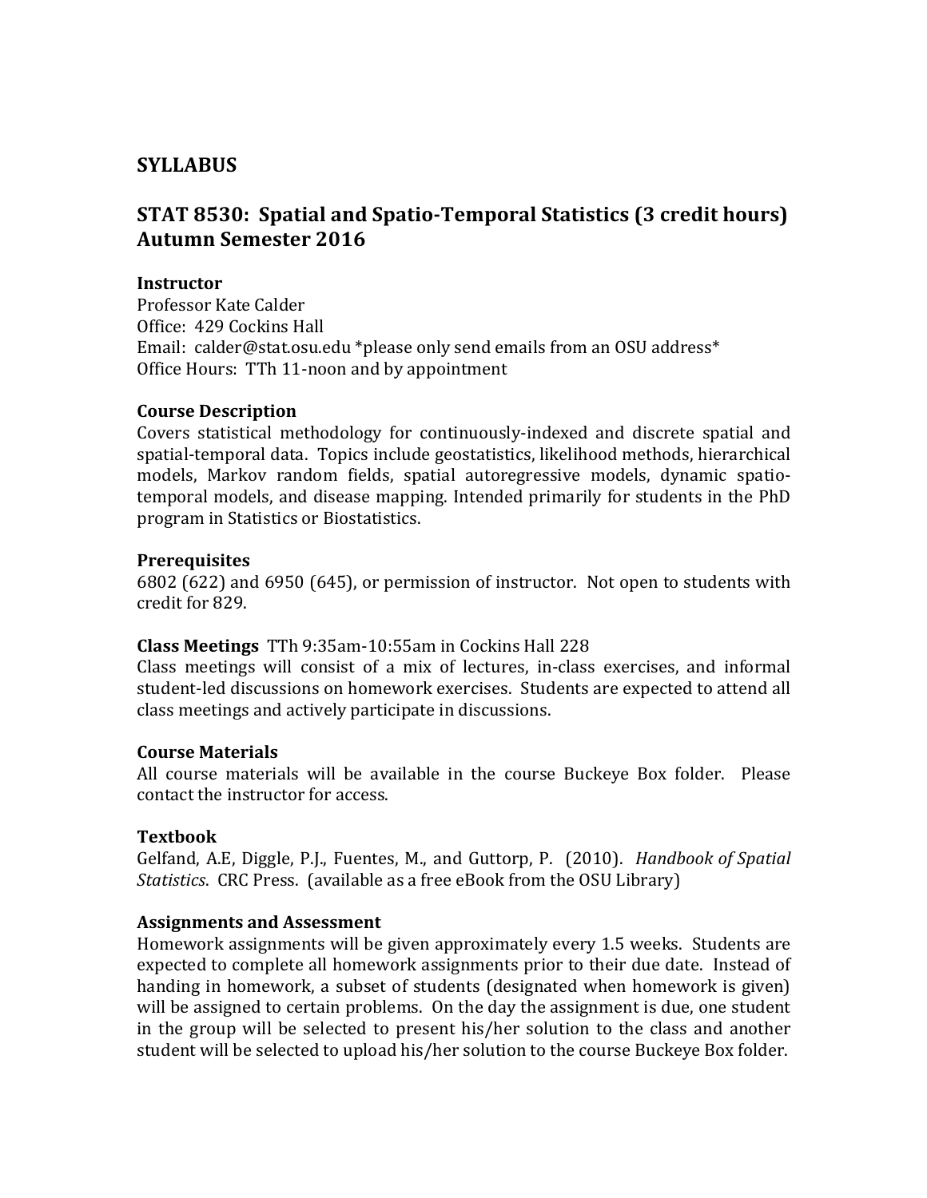# SYLLABUS

## STAT 8530: Spatial and Spatio-Temporal Statistics (3 credit hours) Autumn Semester 2016

### Instructor

Professor Kate Calder
Office: 429 Cockins Hall
Email: calder@stat.osu.edu *please only send emails from an OSU address*
Office Hours: TTh 11-noon and by appointment

### Course Description

Covers statistical methodology for continuously-indexed and discrete spatial and spatial-temporal data. Topics include geostatistics, likelihood methods, hierarchical models, Markov random fields, spatial autoregressive models, dynamic spatio-temporal models, and disease mapping. Intended primarily for students in the PhD program in Statistics or Biostatistics.

### Prerequisites

6802 (622) and 6950 (645), or permission of instructor. Not open to students with credit for 829.

**Class Meetings** TTh 9:35am-10:55am in Cockins Hall 228

Class meetings will consist of a mix of lectures, in-class exercises, and informal student-led discussions on homework exercises. Students are expected to attend all class meetings and actively participate in discussions.

### Course Materials

All course materials will be available in the course Buckeye Box folder. Please contact the instructor for access.

### Textbook

Gelfand, A.E, Diggle, P.J., Fuentes, M., and Guttorp, P. (2010). *Handbook of Spatial Statistics*. CRC Press. (available as a free eBook from the OSU Library)

### Assignments and Assessment

Homework assignments will be given approximately every 1.5 weeks. Students are expected to complete all homework assignments prior to their due date. Instead of handing in homework, a subset of students (designated when homework is given) will be assigned to certain problems. On the day the assignment is due, one student in the group will be selected to present his/her solution to the class and another student will be selected to upload his/her solution to the course Buckeye Box folder.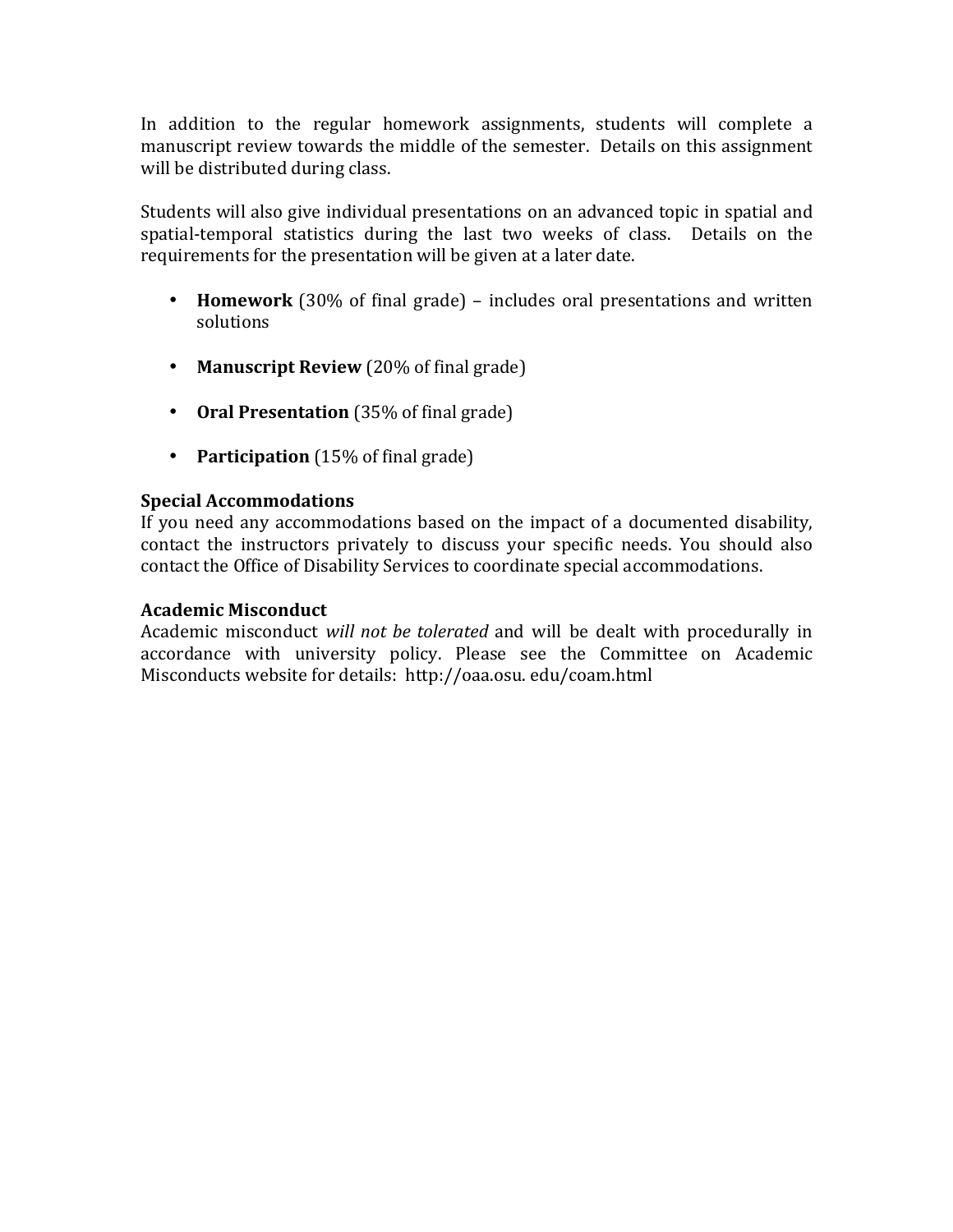In addition to the regular homework assignments, students will complete a manuscript review towards the middle of the semester. Details on this assignment will be distributed during class.

Students will also give individual presentations on an advanced topic in spatial and spatial-temporal statistics during the last two weeks of class. Details on the requirements for the presentation will be given at a later date.

- **Homework** (30% of final grade) – includes oral presentations and written solutions
- **Manuscript Review** (20% of final grade)
- **Oral Presentation** (35% of final grade)
- **Participation** (15% of final grade)

**Special Accommodations**

If you need any accommodations based on the impact of a documented disability, contact the instructors privately to discuss your specific needs. You should also contact the Office of Disability Services to coordinate special accommodations.

**Academic Misconduct**

Academic misconduct *will not be tolerated* and will be dealt with procedurally in accordance with university policy. Please see the Committee on Academic Misconducts website for details: http://oaa.osu. edu/coam.html